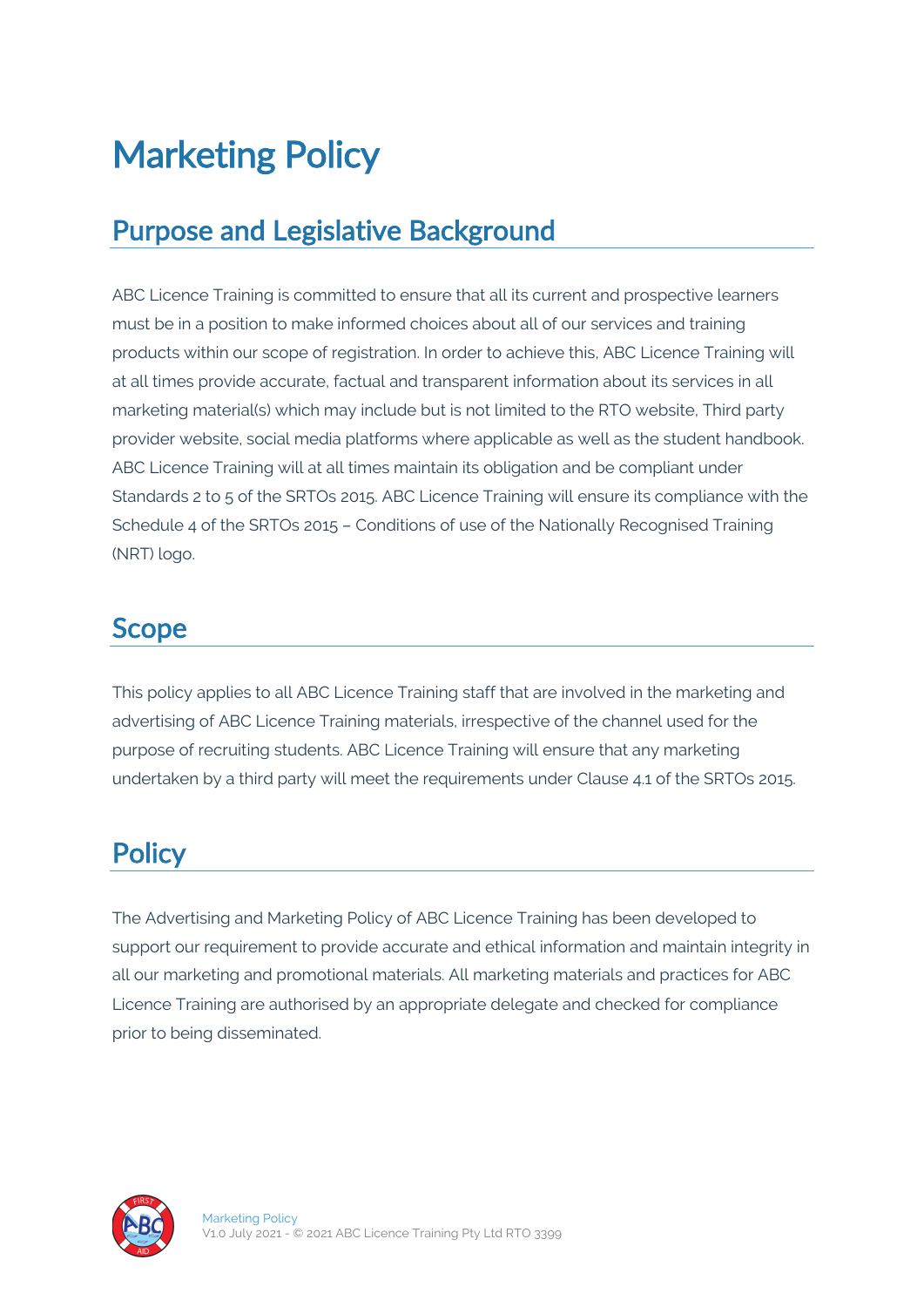# Marketing Policy

## Purpose and Legislative Background

ABC Licence Training is committed to ensure that all its current and prospective learners must be in a position to make informed choices about all of our services and training products within our scope of registration. In order to achieve this, ABC Licence Training will at all times provide accurate, factual and transparent information about its services in all marketing material(s) which may include but is not limited to the RTO website, Third party provider website, social media platforms where applicable as well as the student handbook. ABC Licence Training will at all times maintain its obligation and be compliant under Standards 2 to 5 of the SRTOs 2015. ABC Licence Training will ensure its compliance with the Schedule 4 of the SRTOs 2015 – Conditions of use of the Nationally Recognised Training (NRT) logo.

## Scope

This policy applies to all ABC Licence Training staff that are involved in the marketing and advertising of ABC Licence Training materials, irrespective of the channel used for the purpose of recruiting students. ABC Licence Training will ensure that any marketing undertaken by a third party will meet the requirements under Clause 4.1 of the SRTOs 2015.

## Policy

The Advertising and Marketing Policy of ABC Licence Training has been developed to support our requirement to provide accurate and ethical information and maintain integrity in all our marketing and promotional materials. All marketing materials and practices for ABC Licence Training are authorised by an appropriate delegate and checked for compliance prior to being disseminated.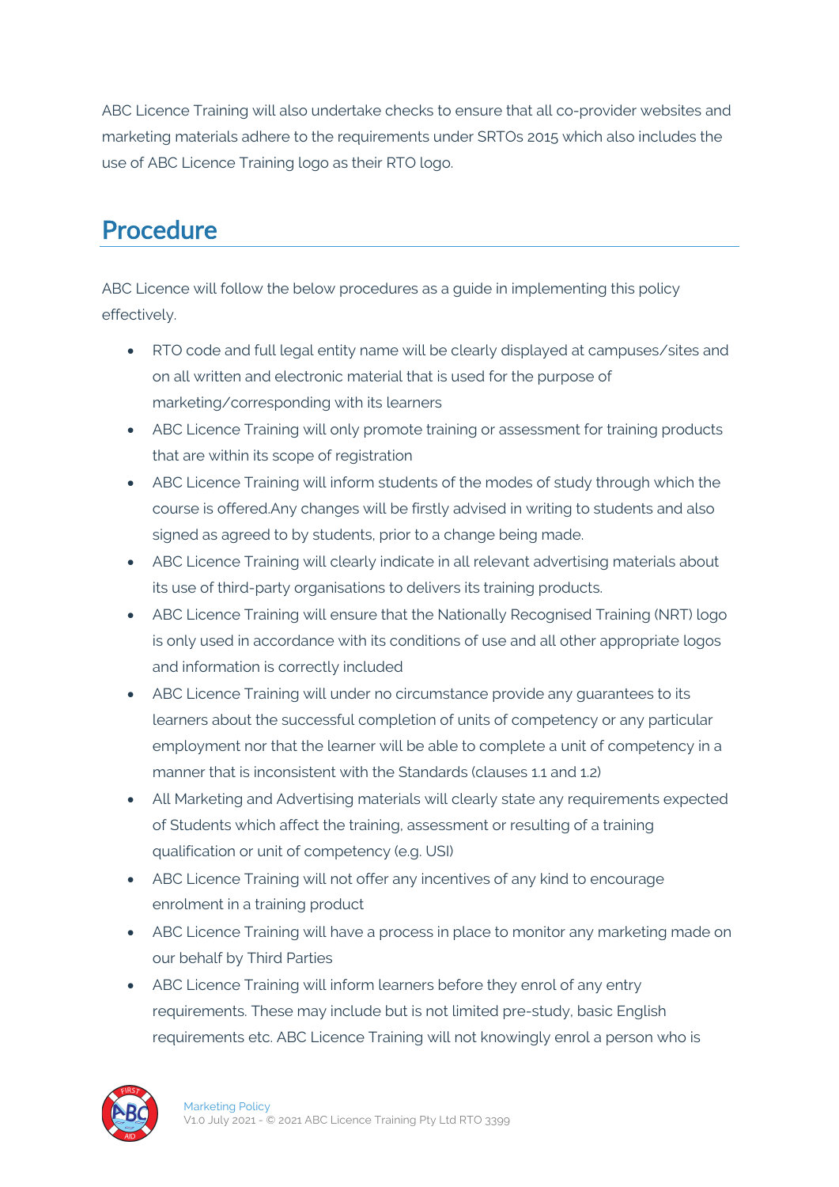ABC Licence Training will also undertake checks to ensure that all co-provider websites and marketing materials adhere to the requirements under SRTOs 2015 which also includes the use of ABC Licence Training logo as their RTO logo.

## Procedure

ABC Licence will follow the below procedures as a guide in implementing this policy effectively.

- RTO code and full legal entity name will be clearly displayed at campuses/sites and on all written and electronic material that is used for the purpose of marketing/corresponding with its learners
- ABC Licence Training will only promote training or assessment for training products that are within its scope of registration
- ABC Licence Training will inform students of the modes of study through which the course is offered.Any changes will be firstly advised in writing to students and also signed as agreed to by students, prior to a change being made.
- ABC Licence Training will clearly indicate in all relevant advertising materials about its use of third-party organisations to delivers its training products.
- ABC Licence Training will ensure that the Nationally Recognised Training (NRT) logo is only used in accordance with its conditions of use and all other appropriate logos and information is correctly included
- ABC Licence Training will under no circumstance provide any guarantees to its learners about the successful completion of units of competency or any particular employment nor that the learner will be able to complete a unit of competency in a manner that is inconsistent with the Standards (clauses 1.1 and 1.2)
- All Marketing and Advertising materials will clearly state any requirements expected of Students which affect the training, assessment or resulting of a training qualification or unit of competency (e.g. USI)
- ABC Licence Training will not offer any incentives of any kind to encourage enrolment in a training product
- ABC Licence Training will have a process in place to monitor any marketing made on our behalf by Third Parties
- ABC Licence Training will inform learners before they enrol of any entry requirements. These may include but is not limited pre-study, basic English requirements etc. ABC Licence Training will not knowingly enrol a person who is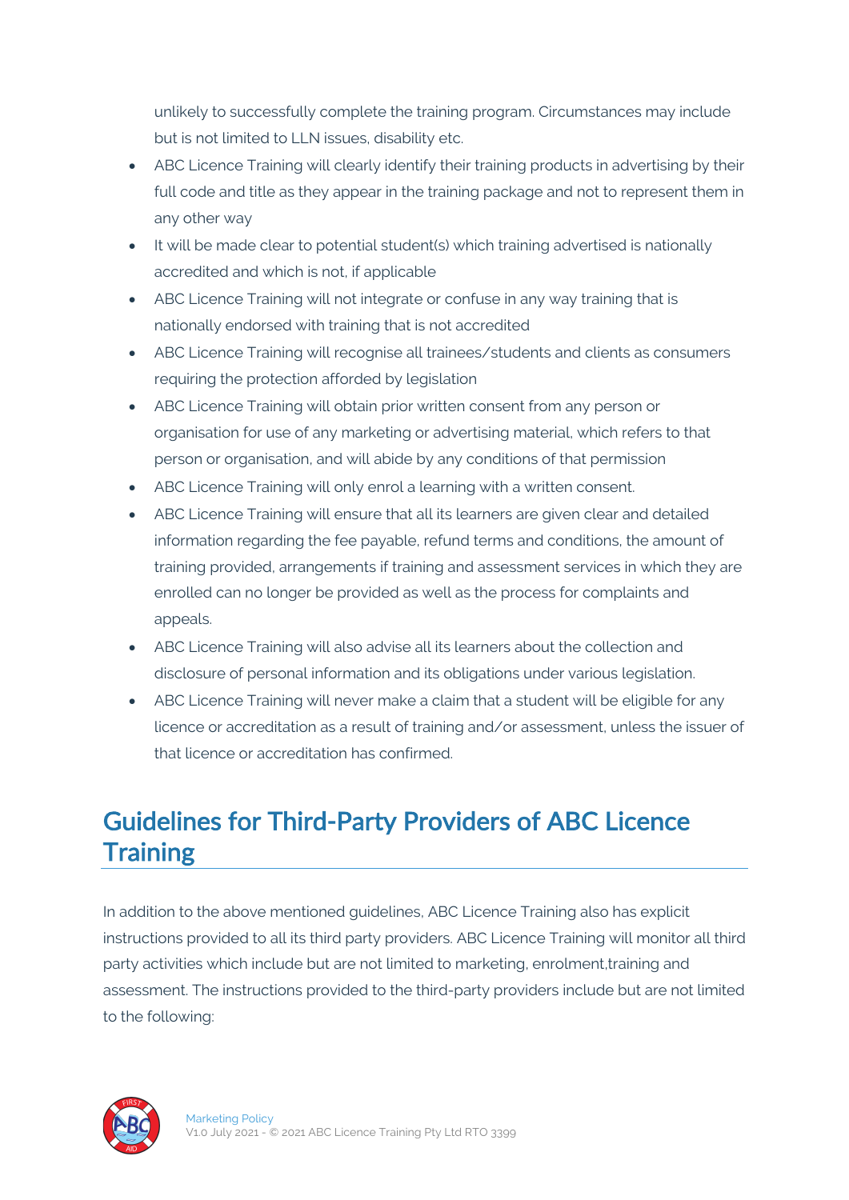unlikely to successfully complete the training program. Circumstances may include but is not limited to LLN issues, disability etc.

- ABC Licence Training will clearly identify their training products in advertising by their full code and title as they appear in the training package and not to represent them in any other way
- It will be made clear to potential student(s) which training advertised is nationally accredited and which is not, if applicable
- ABC Licence Training will not integrate or confuse in any way training that is nationally endorsed with training that is not accredited
- ABC Licence Training will recognise all trainees/students and clients as consumers requiring the protection afforded by legislation
- ABC Licence Training will obtain prior written consent from any person or organisation for use of any marketing or advertising material, which refers to that person or organisation, and will abide by any conditions of that permission
- ABC Licence Training will only enrol a learning with a written consent.
- ABC Licence Training will ensure that all its learners are given clear and detailed information regarding the fee payable, refund terms and conditions, the amount of training provided, arrangements if training and assessment services in which they are enrolled can no longer be provided as well as the process for complaints and appeals.
- ABC Licence Training will also advise all its learners about the collection and disclosure of personal information and its obligations under various legislation.
- ABC Licence Training will never make a claim that a student will be eligible for any licence or accreditation as a result of training and/or assessment, unless the issuer of that licence or accreditation has confirmed.

## Guidelines for Third-Party Providers of ABC Licence Training

In addition to the above mentioned guidelines, ABC Licence Training also has explicit instructions provided to all its third party providers. ABC Licence Training will monitor all third party activities which include but are not limited to marketing, enrolment,training and assessment. The instructions provided to the third-party providers include but are not limited to the following: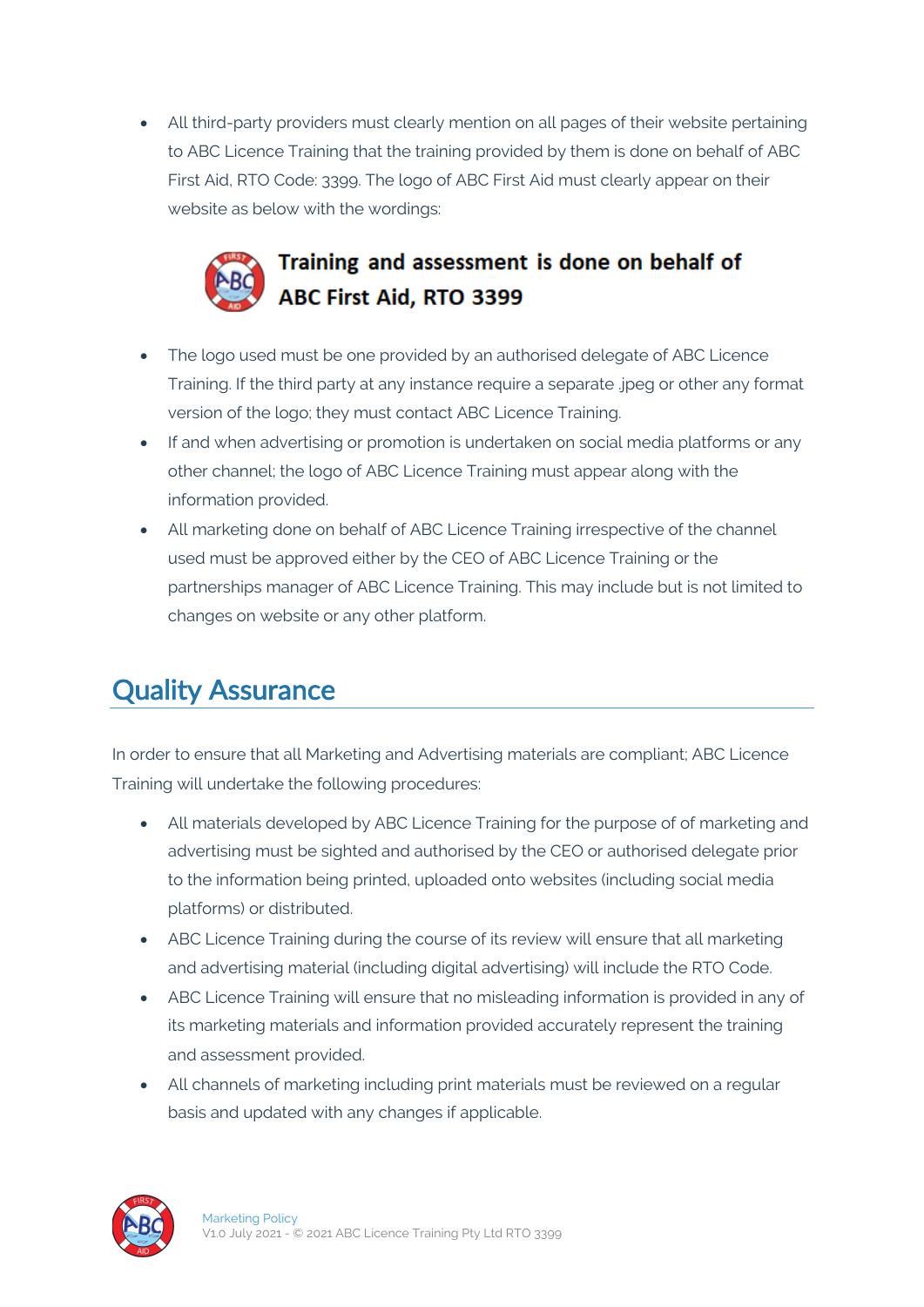- All third-party providers must clearly mention on all pages of their website pertaining to ABC Licence Training that the training provided by them is done on behalf of ABC First Aid, RTO Code: 3399. The logo of ABC First Aid must clearly appear on their website as below with the wordings:

  **Training and assessment is done on behalf of ABC First Aid, RTO 3399**

- The logo used must be one provided by an authorised delegate of ABC Licence Training. If the third party at any instance require a separate .jpeg or other any format version of the logo; they must contact ABC Licence Training.
- If and when advertising or promotion is undertaken on social media platforms or any other channel; the logo of ABC Licence Training must appear along with the information provided.
- All marketing done on behalf of ABC Licence Training irrespective of the channel used must be approved either by the CEO of ABC Licence Training or the partnerships manager of ABC Licence Training. This may include but is not limited to changes on website or any other platform.

## Quality Assurance

In order to ensure that all Marketing and Advertising materials are compliant; ABC Licence Training will undertake the following procedures:

- All materials developed by ABC Licence Training for the purpose of of marketing and advertising must be sighted and authorised by the CEO or authorised delegate prior to the information being printed, uploaded onto websites (including social media platforms) or distributed.
- ABC Licence Training during the course of its review will ensure that all marketing and advertising material (including digital advertising) will include the RTO Code.
- ABC Licence Training will ensure that no misleading information is provided in any of its marketing materials and information provided accurately represent the training and assessment provided.
- All channels of marketing including print materials must be reviewed on a regular basis and updated with any changes if applicable.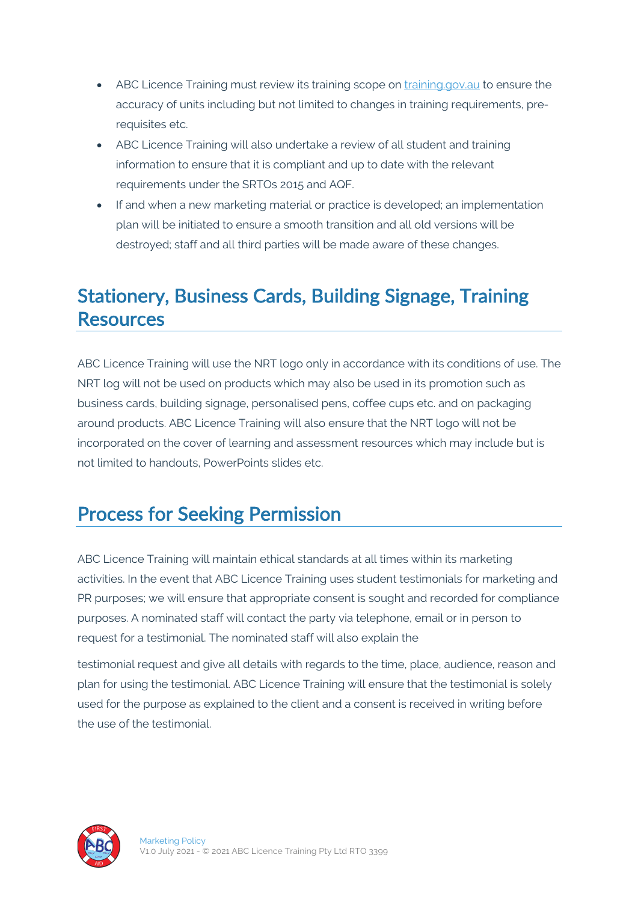- ABC Licence Training must review its training scope on [training.gov.au](training.gov.au) to ensure the accuracy of units including but not limited to changes in training requirements, pre-requisites etc.
- ABC Licence Training will also undertake a review of all student and training information to ensure that it is compliant and up to date with the relevant requirements under the SRTOs 2015 and AQF.
- If and when a new marketing material or practice is developed; an implementation plan will be initiated to ensure a smooth transition and all old versions will be destroyed; staff and all third parties will be made aware of these changes.

## Stationery, Business Cards, Building Signage, Training Resources

ABC Licence Training will use the NRT logo only in accordance with its conditions of use. The NRT log will not be used on products which may also be used in its promotion such as business cards, building signage, personalised pens, coffee cups etc. and on packaging around products. ABC Licence Training will also ensure that the NRT logo will not be incorporated on the cover of learning and assessment resources which may include but is not limited to handouts, PowerPoints slides etc.

## Process for Seeking Permission

ABC Licence Training will maintain ethical standards at all times within its marketing activities. In the event that ABC Licence Training uses student testimonials for marketing and PR purposes; we will ensure that appropriate consent is sought and recorded for compliance purposes. A nominated staff will contact the party via telephone, email or in person to request for a testimonial. The nominated staff will also explain the

testimonial request and give all details with regards to the time, place, audience, reason and plan for using the testimonial. ABC Licence Training will ensure that the testimonial is solely used for the purpose as explained to the client and a consent is received in writing before the use of the testimonial.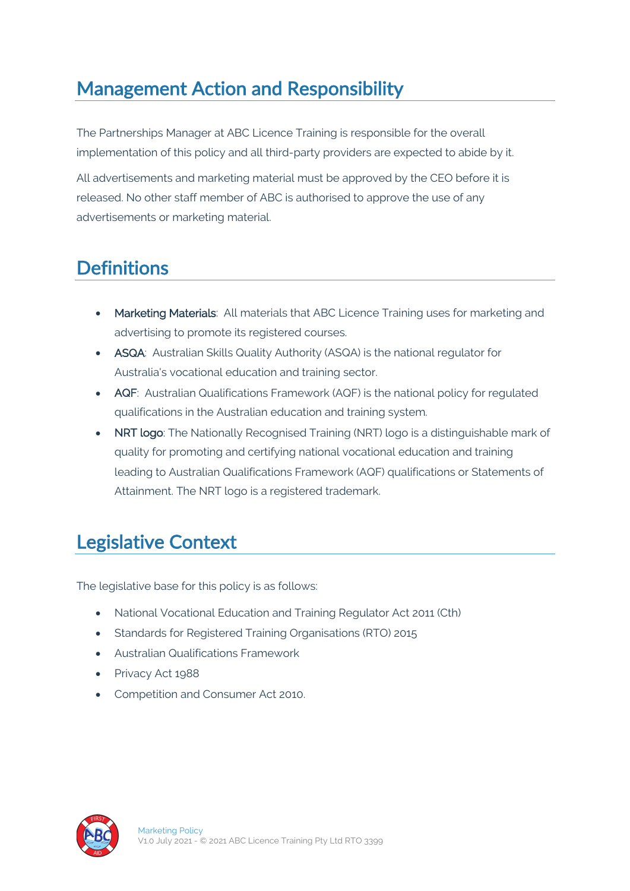## Management Action and Responsibility

The Partnerships Manager at ABC Licence Training is responsible for the overall implementation of this policy and all third-party providers are expected to abide by it.

All advertisements and marketing material must be approved by the CEO before it is released. No other staff member of ABC is authorised to approve the use of any advertisements or marketing material.

## Definitions

- **Marketing Materials**: All materials that ABC Licence Training uses for marketing and advertising to promote its registered courses.
- **ASQA**: Australian Skills Quality Authority (ASQA) is the national regulator for Australia's vocational education and training sector.
- **AQF**: Australian Qualifications Framework (AQF) is the national policy for regulated qualifications in the Australian education and training system.
- **NRT logo**: The Nationally Recognised Training (NRT) logo is a distinguishable mark of quality for promoting and certifying national vocational education and training leading to Australian Qualifications Framework (AQF) qualifications or Statements of Attainment. The NRT logo is a registered trademark.

## Legislative Context

The legislative base for this policy is as follows:

- National Vocational Education and Training Regulator Act 2011 (Cth)
- Standards for Registered Training Organisations (RTO) 2015
- Australian Qualifications Framework
- Privacy Act 1988
- Competition and Consumer Act 2010.